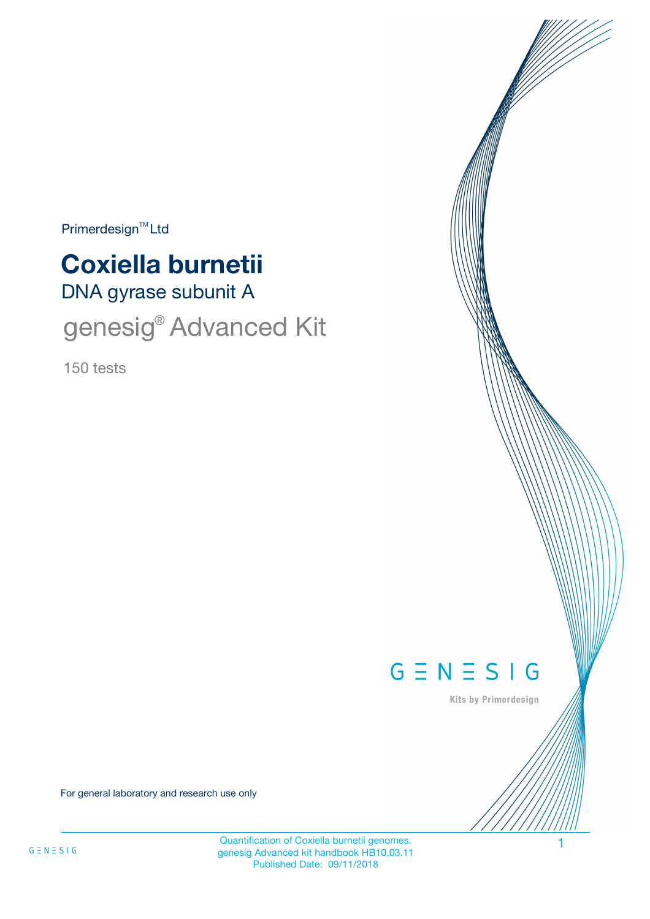Primerdesign™ Ltd

# Coxiella burnetii

## DNA gyrase subunit A

## genesig® Advanced Kit

150 tests

GENESIG

Kits by Primerdesign

For general laboratory and research use only

Quantification of Coxiella burnetii genomes.
genesig Advanced kit handbook HB10.03.11
Published Date: 09/11/2018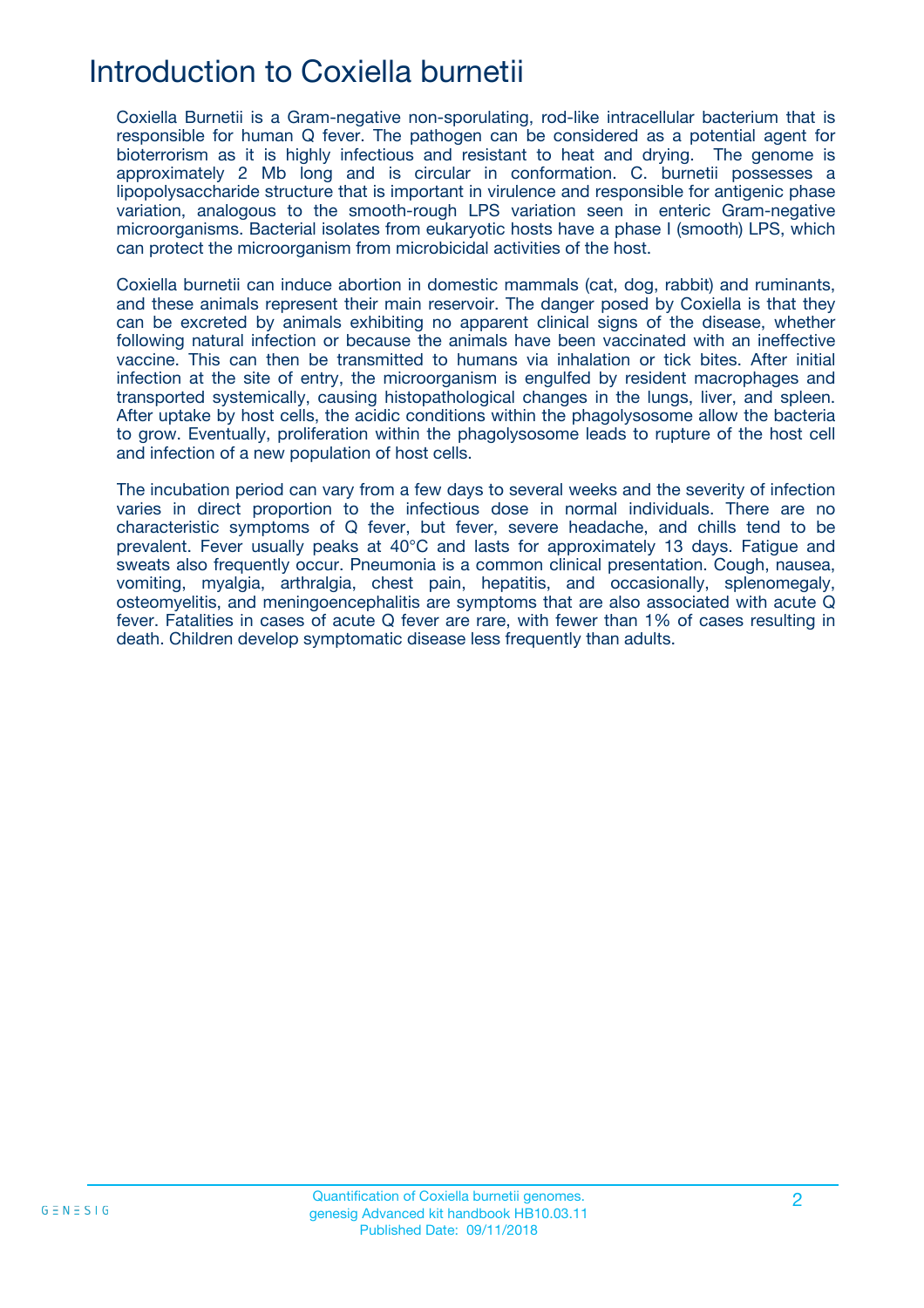# Introduction to Coxiella burnetii

Coxiella Burnetii is a Gram-negative non-sporulating, rod-like intracellular bacterium that is responsible for human Q fever. The pathogen can be considered as a potential agent for bioterrorism as it is highly infectious and resistant to heat and drying. The genome is approximately 2 Mb long and is circular in conformation. C. burnetii possesses a lipopolysaccharide structure that is important in virulence and responsible for antigenic phase variation, analogous to the smooth-rough LPS variation seen in enteric Gram-negative microorganisms. Bacterial isolates from eukaryotic hosts have a phase I (smooth) LPS, which can protect the microorganism from microbicidal activities of the host.

Coxiella burnetii can induce abortion in domestic mammals (cat, dog, rabbit) and ruminants, and these animals represent their main reservoir. The danger posed by Coxiella is that they can be excreted by animals exhibiting no apparent clinical signs of the disease, whether following natural infection or because the animals have been vaccinated with an ineffective vaccine. This can then be transmitted to humans via inhalation or tick bites. After initial infection at the site of entry, the microorganism is engulfed by resident macrophages and transported systemically, causing histopathological changes in the lungs, liver, and spleen. After uptake by host cells, the acidic conditions within the phagolysosome allow the bacteria to grow. Eventually, proliferation within the phagolysosome leads to rupture of the host cell and infection of a new population of host cells.

The incubation period can vary from a few days to several weeks and the severity of infection varies in direct proportion to the infectious dose in normal individuals. There are no characteristic symptoms of Q fever, but fever, severe headache, and chills tend to be prevalent. Fever usually peaks at 40°C and lasts for approximately 13 days. Fatigue and sweats also frequently occur. Pneumonia is a common clinical presentation. Cough, nausea, vomiting, myalgia, arthralgia, chest pain, hepatitis, and occasionally, splenomegaly, osteomyelitis, and meningoencephalitis are symptoms that are also associated with acute Q fever. Fatalities in cases of acute Q fever are rare, with fewer than 1% of cases resulting in death. Children develop symptomatic disease less frequently than adults.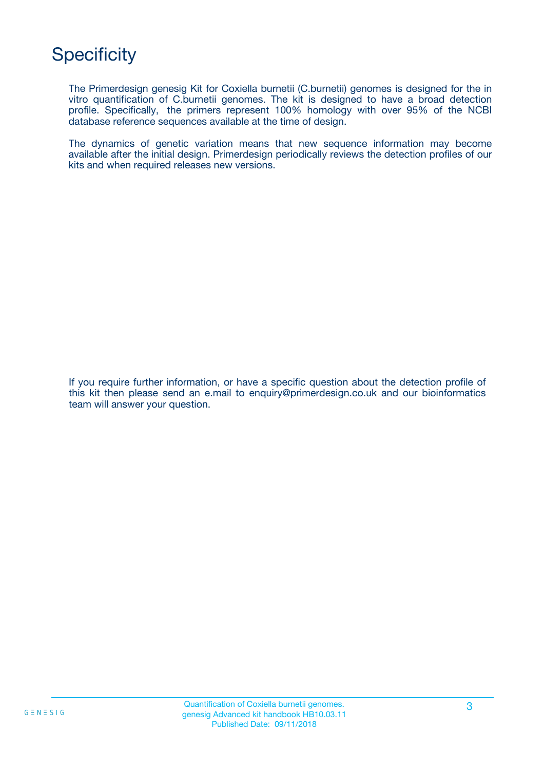# Specificity

The Primerdesign genesig Kit for Coxiella burnetii (C.burnetii) genomes is designed for the in vitro quantification of C.burnetii genomes. The kit is designed to have a broad detection profile. Specifically, the primers represent 100% homology with over 95% of the NCBI database reference sequences available at the time of design.

The dynamics of genetic variation means that new sequence information may become available after the initial design. Primerdesign periodically reviews the detection profiles of our kits and when required releases new versions.

If you require further information, or have a specific question about the detection profile of this kit then please send an e.mail to enquiry@primerdesign.co.uk and our bioinformatics team will answer your question.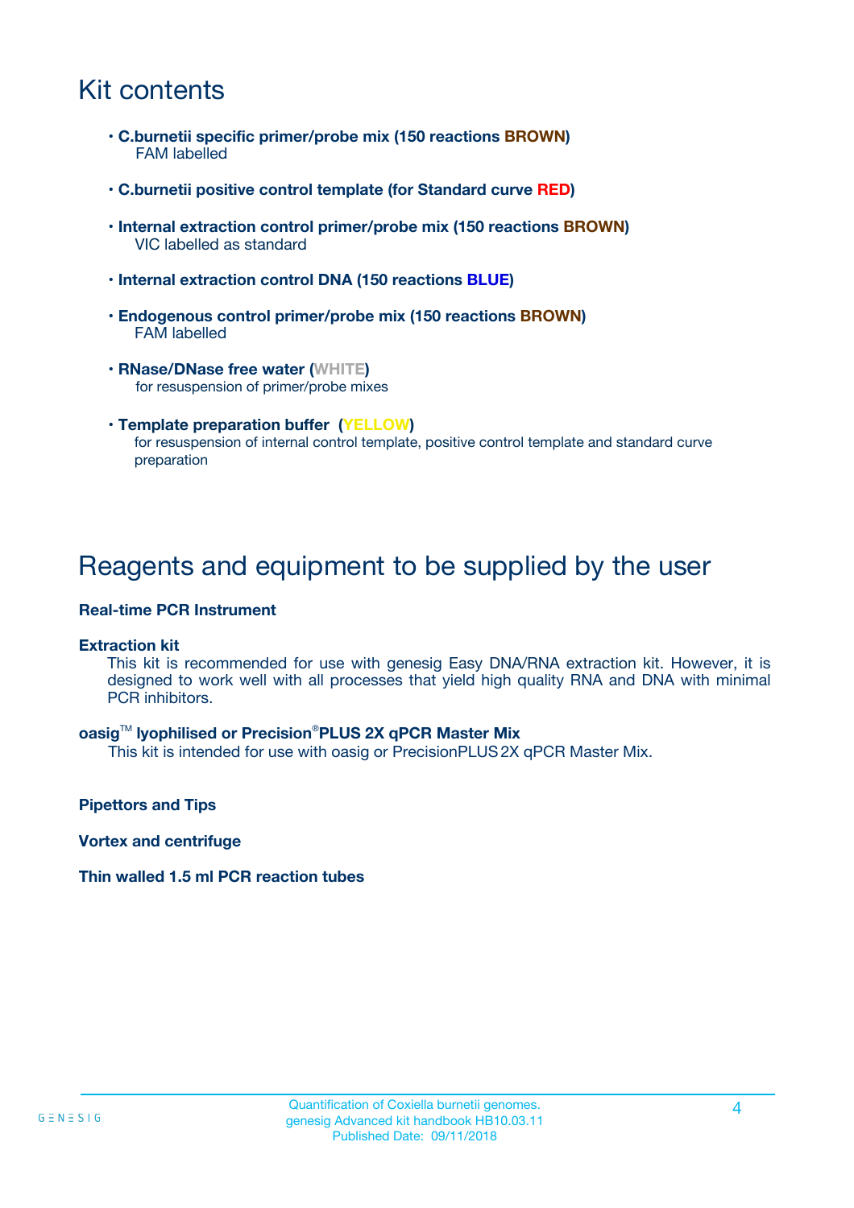# Kit contents

- **C.burnetii specific primer/probe mix (150 reactions BROWN)**
  FAM labelled
- **C.burnetii positive control template (for Standard curve RED)**
- **Internal extraction control primer/probe mix (150 reactions BROWN)**
  VIC labelled as standard
- **Internal extraction control DNA (150 reactions BLUE)**
- **Endogenous control primer/probe mix (150 reactions BROWN)**
  FAM labelled
- **RNase/DNase free water (WHITE)**
  for resuspension of primer/probe mixes
- **Template preparation buffer (YELLOW)**
  for resuspension of internal control template, positive control template and standard curve preparation

# Reagents and equipment to be supplied by the user

**Real-time PCR Instrument**

**Extraction kit**
This kit is recommended for use with genesig Easy DNA/RNA extraction kit. However, it is designed to work well with all processes that yield high quality RNA and DNA with minimal PCR inhibitors.

**oasig™ lyophilised or Precision®PLUS 2X qPCR Master Mix**
This kit is intended for use with oasig or PrecisionPLUS 2X qPCR Master Mix.

**Pipettors and Tips**

**Vortex and centrifuge**

**Thin walled 1.5 ml PCR reaction tubes**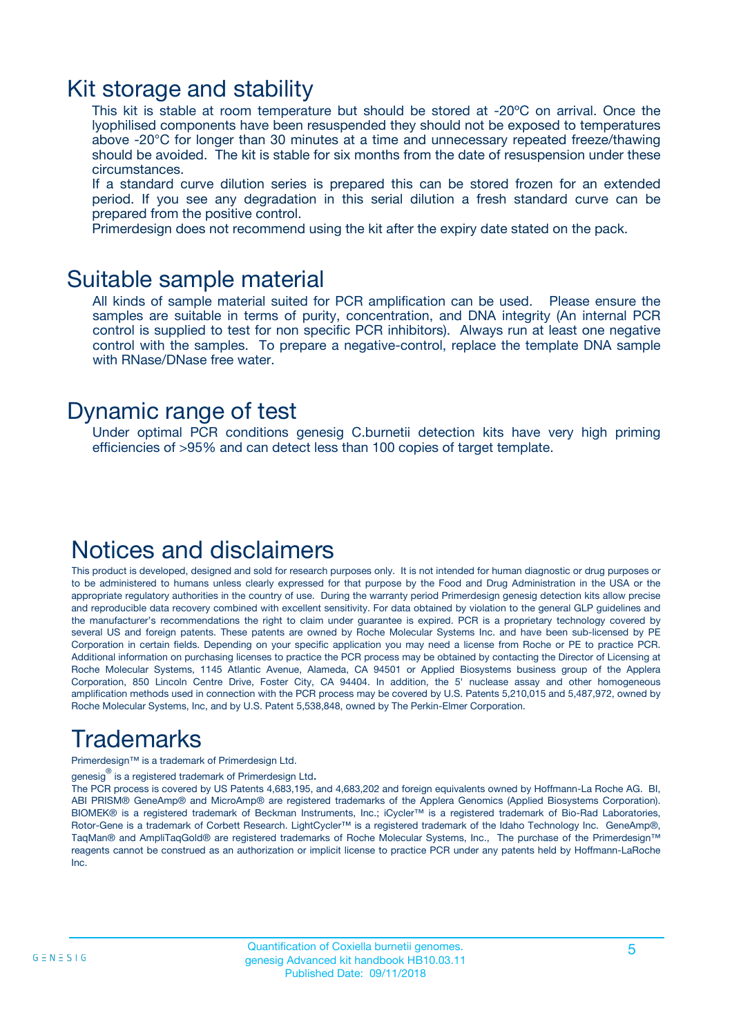# Kit storage and stability

This kit is stable at room temperature but should be stored at -20ºC on arrival. Once the lyophilised components have been resuspended they should not be exposed to temperatures above -20°C for longer than 30 minutes at a time and unnecessary repeated freeze/thawing should be avoided. The kit is stable for six months from the date of resuspension under these circumstances.

If a standard curve dilution series is prepared this can be stored frozen for an extended period. If you see any degradation in this serial dilution a fresh standard curve can be prepared from the positive control.

Primerdesign does not recommend using the kit after the expiry date stated on the pack.

# Suitable sample material

All kinds of sample material suited for PCR amplification can be used. Please ensure the samples are suitable in terms of purity, concentration, and DNA integrity (An internal PCR control is supplied to test for non specific PCR inhibitors). Always run at least one negative control with the samples. To prepare a negative-control, replace the template DNA sample with RNase/DNase free water.

# Dynamic range of test

Under optimal PCR conditions genesig C.burnetii detection kits have very high priming efficiencies of >95% and can detect less than 100 copies of target template.

# Notices and disclaimers

This product is developed, designed and sold for research purposes only. It is not intended for human diagnostic or drug purposes or to be administered to humans unless clearly expressed for that purpose by the Food and Drug Administration in the USA or the appropriate regulatory authorities in the country of use. During the warranty period Primerdesign genesig detection kits allow precise and reproducible data recovery combined with excellent sensitivity. For data obtained by violation to the general GLP guidelines and the manufacturer's recommendations the right to claim under guarantee is expired. PCR is a proprietary technology covered by several US and foreign patents. These patents are owned by Roche Molecular Systems Inc. and have been sub-licensed by PE Corporation in certain fields. Depending on your specific application you may need a license from Roche or PE to practice PCR. Additional information on purchasing licenses to practice the PCR process may be obtained by contacting the Director of Licensing at Roche Molecular Systems, 1145 Atlantic Avenue, Alameda, CA 94501 or Applied Biosystems business group of the Applera Corporation, 850 Lincoln Centre Drive, Foster City, CA 94404. In addition, the 5' nuclease assay and other homogeneous amplification methods used in connection with the PCR process may be covered by U.S. Patents 5,210,015 and 5,487,972, owned by Roche Molecular Systems, Inc, and by U.S. Patent 5,538,848, owned by The Perkin-Elmer Corporation.

# Trademarks

Primerdesign™ is a trademark of Primerdesign Ltd.

genesig® is a registered trademark of Primerdesign Ltd.

The PCR process is covered by US Patents 4,683,195, and 4,683,202 and foreign equivalents owned by Hoffmann-La Roche AG. BI, ABI PRISM® GeneAmp® and MicroAmp® are registered trademarks of the Applera Genomics (Applied Biosystems Corporation). BIOMEK® is a registered trademark of Beckman Instruments, Inc.; iCycler™ is a registered trademark of Bio-Rad Laboratories, Rotor-Gene is a trademark of Corbett Research. LightCycler™ is a registered trademark of the Idaho Technology Inc. GeneAmp®, TaqMan® and AmpliTaqGold® are registered trademarks of Roche Molecular Systems, Inc., The purchase of the Primerdesign™ reagents cannot be construed as an authorization or implicit license to practice PCR under any patents held by Hoffmann-LaRoche Inc.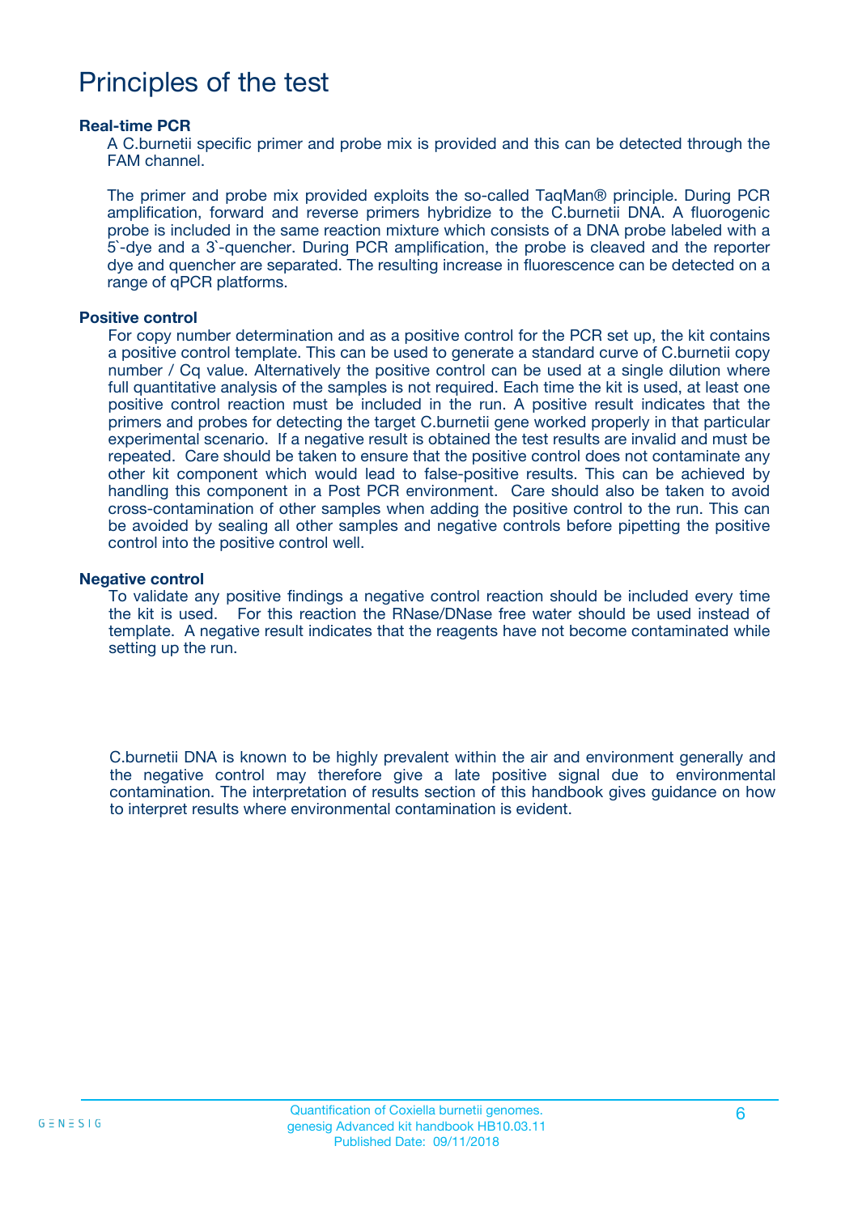# Principles of the test

### Real-time PCR

A C.burnetii specific primer and probe mix is provided and this can be detected through the FAM channel.

The primer and probe mix provided exploits the so-called TaqMan® principle. During PCR amplification, forward and reverse primers hybridize to the C.burnetii DNA. A fluorogenic probe is included in the same reaction mixture which consists of a DNA probe labeled with a 5`-dye and a 3`-quencher. During PCR amplification, the probe is cleaved and the reporter dye and quencher are separated. The resulting increase in fluorescence can be detected on a range of qPCR platforms.

### Positive control

For copy number determination and as a positive control for the PCR set up, the kit contains a positive control template. This can be used to generate a standard curve of C.burnetii copy number / Cq value. Alternatively the positive control can be used at a single dilution where full quantitative analysis of the samples is not required. Each time the kit is used, at least one positive control reaction must be included in the run. A positive result indicates that the primers and probes for detecting the target C.burnetii gene worked properly in that particular experimental scenario. If a negative result is obtained the test results are invalid and must be repeated. Care should be taken to ensure that the positive control does not contaminate any other kit component which would lead to false-positive results. This can be achieved by handling this component in a Post PCR environment. Care should also be taken to avoid cross-contamination of other samples when adding the positive control to the run. This can be avoided by sealing all other samples and negative controls before pipetting the positive control into the positive control well.

### Negative control

To validate any positive findings a negative control reaction should be included every time the kit is used. For this reaction the RNase/DNase free water should be used instead of template. A negative result indicates that the reagents have not become contaminated while setting up the run.

C.burnetii DNA is known to be highly prevalent within the air and environment generally and the negative control may therefore give a late positive signal due to environmental contamination. The interpretation of results section of this handbook gives guidance on how to interpret results where environmental contamination is evident.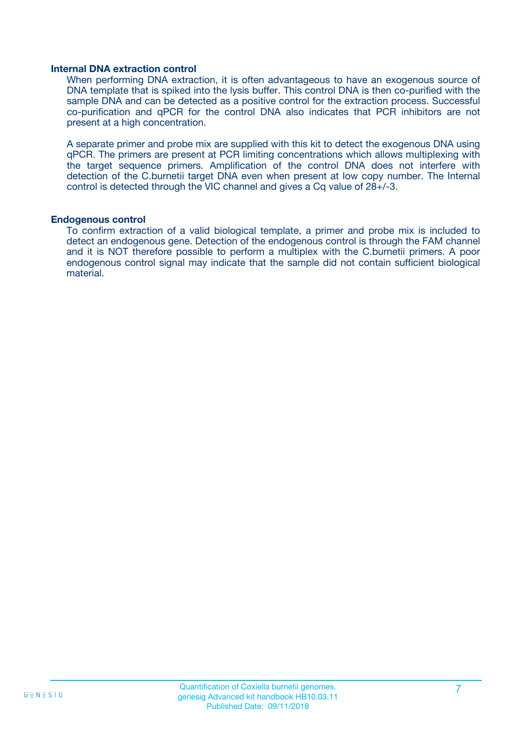### Internal DNA extraction control

When performing DNA extraction, it is often advantageous to have an exogenous source of DNA template that is spiked into the lysis buffer. This control DNA is then co-purified with the sample DNA and can be detected as a positive control for the extraction process. Successful co-purification and qPCR for the control DNA also indicates that PCR inhibitors are not present at a high concentration.

A separate primer and probe mix are supplied with this kit to detect the exogenous DNA using qPCR. The primers are present at PCR limiting concentrations which allows multiplexing with the target sequence primers. Amplification of the control DNA does not interfere with detection of the C.burnetii target DNA even when present at low copy number. The Internal control is detected through the VIC channel and gives a Cq value of 28+/-3.

### Endogenous control

To confirm extraction of a valid biological template, a primer and probe mix is included to detect an endogenous gene. Detection of the endogenous control is through the FAM channel and it is NOT therefore possible to perform a multiplex with the C.burnetii primers. A poor endogenous control signal may indicate that the sample did not contain sufficient biological material.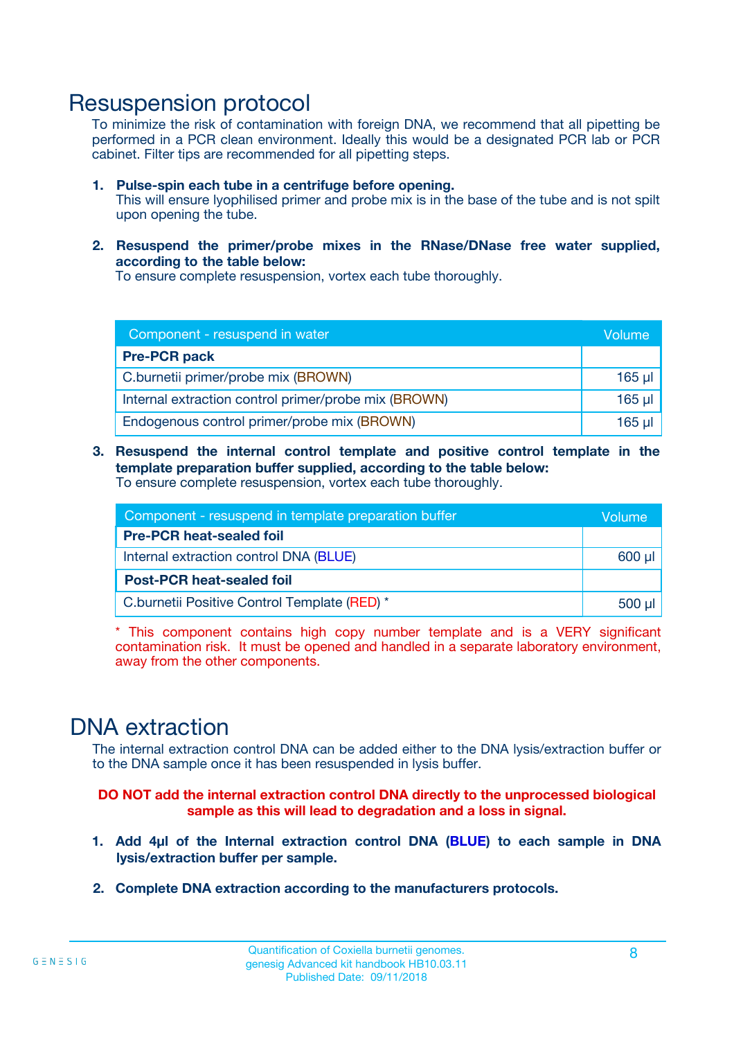# Resuspension protocol

To minimize the risk of contamination with foreign DNA, we recommend that all pipetting be performed in a PCR clean environment. Ideally this would be a designated PCR lab or PCR cabinet. Filter tips are recommended for all pipetting steps.

1. **Pulse-spin each tube in a centrifuge before opening.**
   This will ensure lyophilised primer and probe mix is in the base of the tube and is not spilt upon opening the tube.

2. **Resuspend the primer/probe mixes in the RNase/DNase free water supplied, according to the table below:**
   To ensure complete resuspension, vortex each tube thoroughly.

| Component - resuspend in water | Volume |
|---|---|
| **Pre-PCR pack** | |
| C.burnetii primer/probe mix (BROWN) | 165 µl |
| Internal extraction control primer/probe mix (BROWN) | 165 µl |
| Endogenous control primer/probe mix (BROWN) | 165 µl |

3. **Resuspend the internal control template and positive control template in the template preparation buffer supplied, according to the table below:**
   To ensure complete resuspension, vortex each tube thoroughly.

| Component - resuspend in template preparation buffer | Volume |
|---|---|
| **Pre-PCR heat-sealed foil** | |
| Internal extraction control DNA (BLUE) | 600 µl |
| **Post-PCR heat-sealed foil** | |
| C.burnetii Positive Control Template (RED) * | 500 µl |

\* This component contains high copy number template and is a VERY significant contamination risk. It must be opened and handled in a separate laboratory environment, away from the other components.

# DNA extraction

The internal extraction control DNA can be added either to the DNA lysis/extraction buffer or to the DNA sample once it has been resuspended in lysis buffer.

**DO NOT add the internal extraction control DNA directly to the unprocessed biological sample as this will lead to degradation and a loss in signal.**

1. **Add 4µl of the Internal extraction control DNA (BLUE) to each sample in DNA lysis/extraction buffer per sample.**

2. **Complete DNA extraction according to the manufacturers protocols.**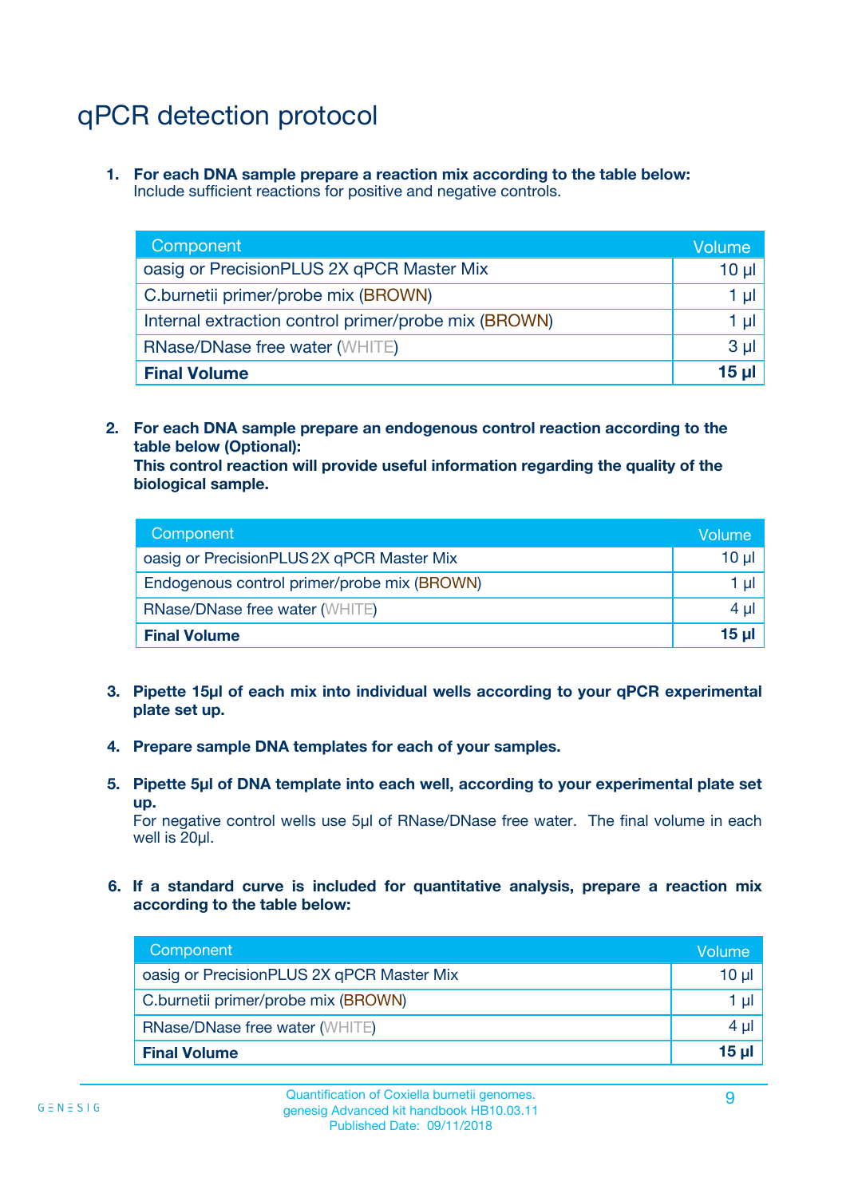# qPCR detection protocol

1. **For each DNA sample prepare a reaction mix according to the table below:**
   Include sufficient reactions for positive and negative controls.

| Component | Volume |
|---|---|
| oasig or PrecisionPLUS 2X qPCR Master Mix | 10 µl |
| C.burnetii primer/probe mix (BROWN) | 1 µl |
| Internal extraction control primer/probe mix (BROWN) | 1 µl |
| RNase/DNase free water (WHITE) | 3 µl |
| **Final Volume** | **15 µl** |

2. **For each DNA sample prepare an endogenous control reaction according to the table below (Optional):**
   **This control reaction will provide useful information regarding the quality of the biological sample.**

| Component | Volume |
|---|---|
| oasig or PrecisionPLUS 2X qPCR Master Mix | 10 µl |
| Endogenous control primer/probe mix (BROWN) | 1 µl |
| RNase/DNase free water (WHITE) | 4 µl |
| **Final Volume** | **15 µl** |

3. **Pipette 15µl of each mix into individual wells according to your qPCR experimental plate set up.**

4. **Prepare sample DNA templates for each of your samples.**

5. **Pipette 5µl of DNA template into each well, according to your experimental plate set up.**
   For negative control wells use 5µl of RNase/DNase free water. The final volume in each well is 20µl.

6. **If a standard curve is included for quantitative analysis, prepare a reaction mix according to the table below:**

| Component | Volume |
|---|---|
| oasig or PrecisionPLUS 2X qPCR Master Mix | 10 µl |
| C.burnetii primer/probe mix (BROWN) | 1 µl |
| RNase/DNase free water (WHITE) | 4 µl |
| **Final Volume** | **15 µl** |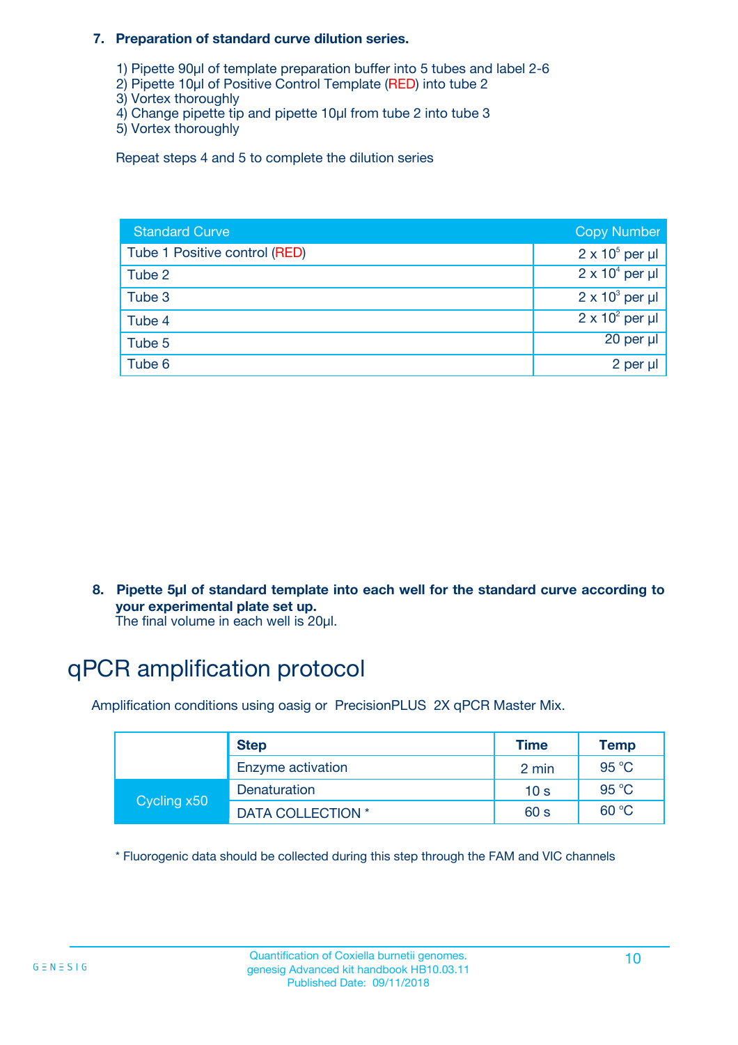**7. Preparation of standard curve dilution series.**

1) Pipette 90µl of template preparation buffer into 5 tubes and label 2-6
2) Pipette 10µl of Positive Control Template (RED) into tube 2
3) Vortex thoroughly
4) Change pipette tip and pipette 10µl from tube 2 into tube 3
5) Vortex thoroughly

Repeat steps 4 and 5 to complete the dilution series

| Standard Curve | Copy Number |
|---|---|
| Tube 1 Positive control (RED) | $2 \times 10^5$ per µl |
| Tube 2 | $2 \times 10^4$ per µl |
| Tube 3 | $2 \times 10^3$ per µl |
| Tube 4 | $2 \times 10^2$ per µl |
| Tube 5 | 20 per µl |
| Tube 6 | 2 per µl |

**8. Pipette 5µl of standard template into each well for the standard curve according to your experimental plate set up.**
The final volume in each well is 20µl.

# qPCR amplification protocol

Amplification conditions using oasig or PrecisionPLUS 2X qPCR Master Mix.

| | Step | Time | Temp |
|---|---|---|---|
| | Enzyme activation | 2 min | 95 °C |
| Cycling x50 | Denaturation | 10 s | 95 °C |
| | DATA COLLECTION * | 60 s | 60 °C |

* Fluorogenic data should be collected during this step through the FAM and VIC channels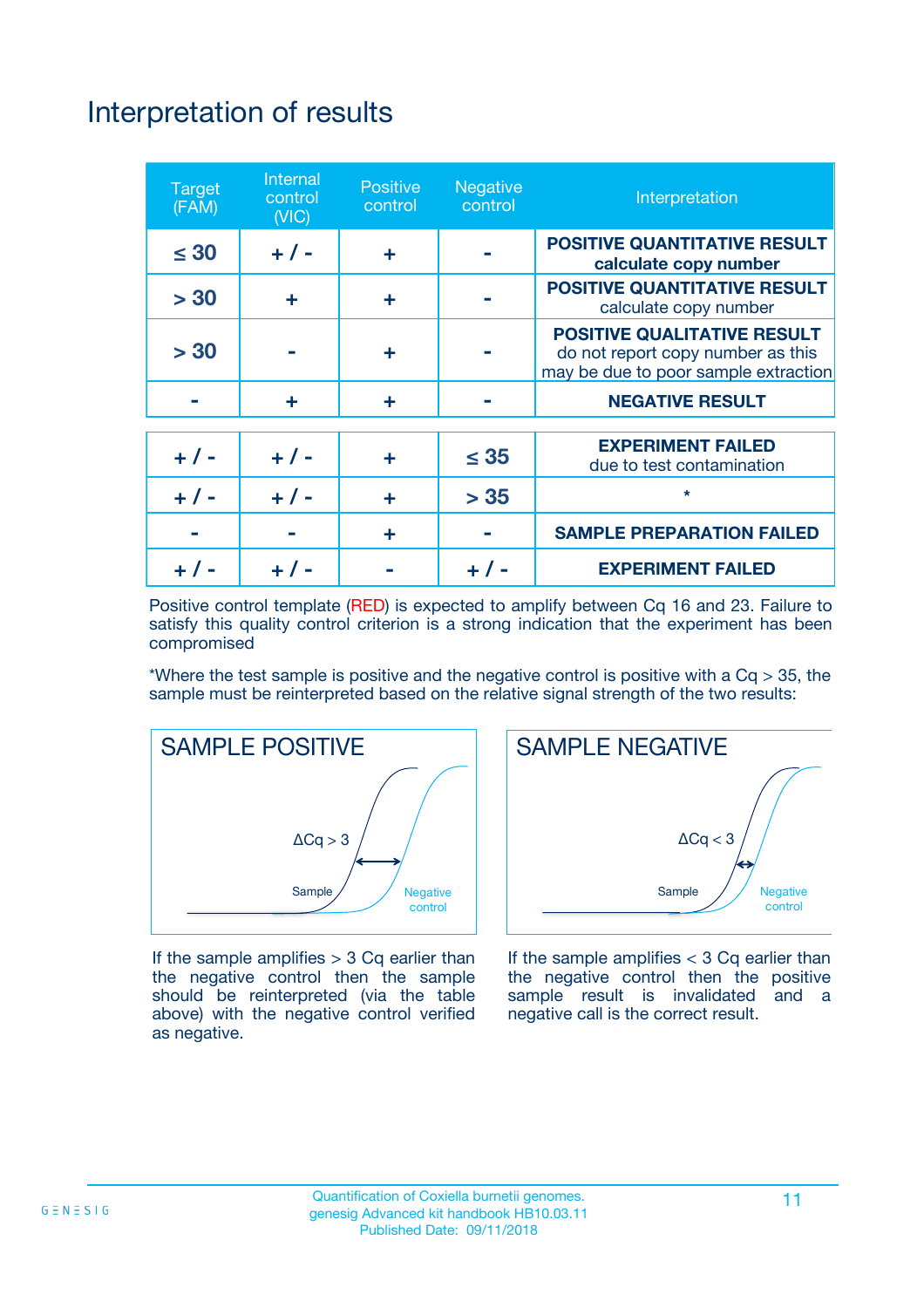# Interpretation of results

| Target (FAM) | Internal control (VIC) | Positive control | Negative control | Interpretation |
|---|---|---|---|---|
| ≤ 30 | + / - | + | - | **POSITIVE QUANTITATIVE RESULT** **calculate copy number** |
| > 30 | + | + | - | **POSITIVE QUANTITATIVE RESULT** calculate copy number |
| > 30 | - | + | - | **POSITIVE QUALITATIVE RESULT** do not report copy number as this may be due to poor sample extraction |
| - | + | + | - | **NEGATIVE RESULT** |
| + / - | + / - | + | ≤ 35 | **EXPERIMENT FAILED** due to test contamination |
| + / - | + / - | + | > 35 | * |
| - | - | + | - | **SAMPLE PREPARATION FAILED** |
| + / - | + / - | - | + / - | **EXPERIMENT FAILED** |

Positive control template (RED) is expected to amplify between Cq 16 and 23. Failure to satisfy this quality control criterion is a strong indication that the experiment has been compromised

*Where the test sample is positive and the negative control is positive with a Cq > 35, the sample must be reinterpreted based on the relative signal strength of the two results:

**SAMPLE POSITIVE**

ΔCq > 3

Sample

Negative control

If the sample amplifies > 3 Cq earlier than the negative control then the sample should be reinterpreted (via the table above) with the negative control verified as negative.

**SAMPLE NEGATIVE**

ΔCq < 3

Sample

Negative control

If the sample amplifies < 3 Cq earlier than the negative control then the positive sample result is invalidated and a negative call is the correct result.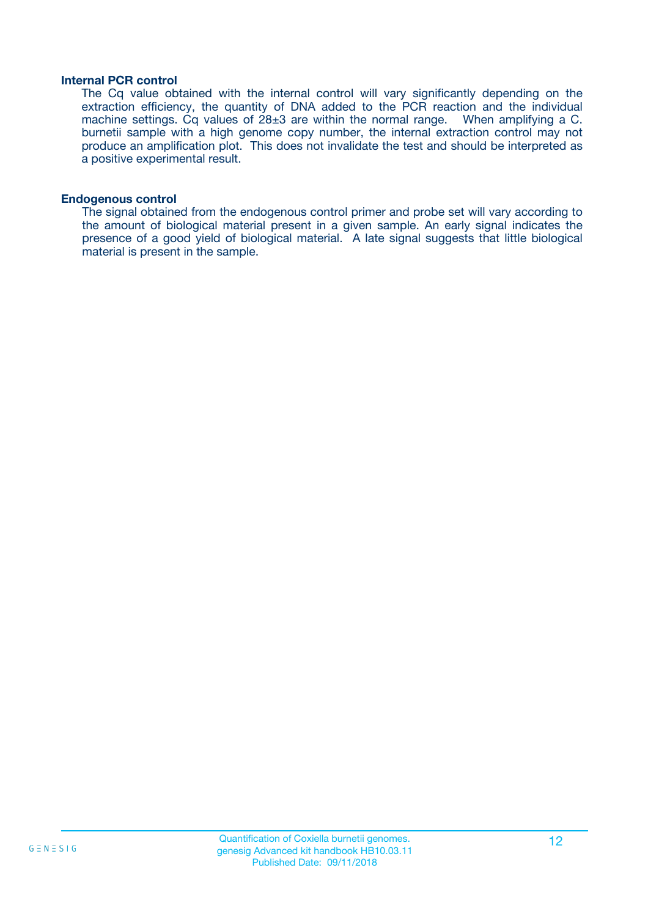### Internal PCR control

The Cq value obtained with the internal control will vary significantly depending on the extraction efficiency, the quantity of DNA added to the PCR reaction and the individual machine settings. Cq values of 28±3 are within the normal range. When amplifying a C. burnetii sample with a high genome copy number, the internal extraction control may not produce an amplification plot. This does not invalidate the test and should be interpreted as a positive experimental result.

### Endogenous control

The signal obtained from the endogenous control primer and probe set will vary according to the amount of biological material present in a given sample. An early signal indicates the presence of a good yield of biological material. A late signal suggests that little biological material is present in the sample.